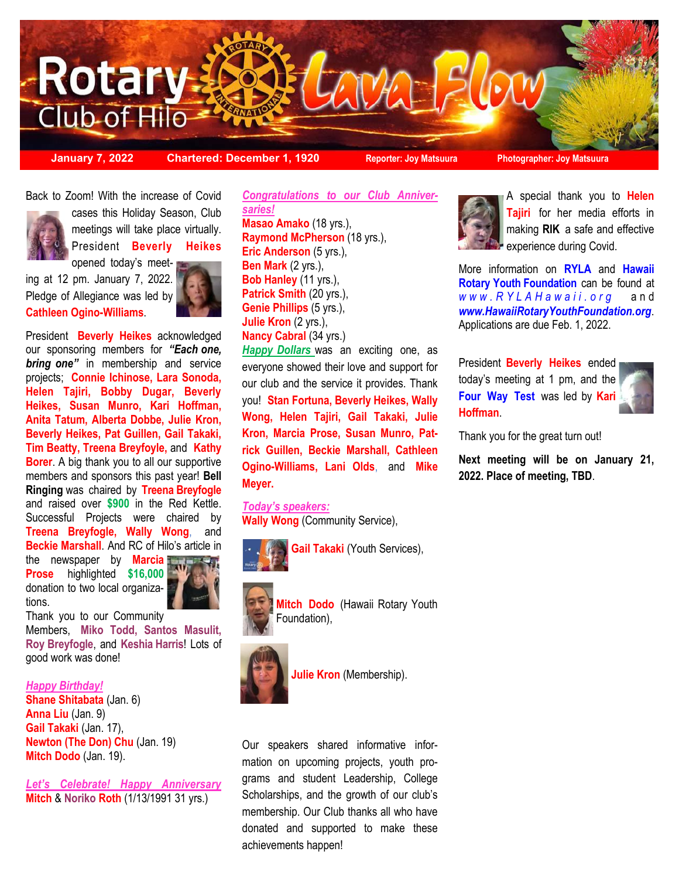# Rotary Club of Hilo Lava Flow

**January 7, 2022** | **Chartered: December 1, 1920** | **Reporter: Joy Matsuura** | **Photographer: Joy Matsuura**

Back to Zoom! With the increase of Covid cases this Holiday Season, Club meetings will take place virtually. President **Beverly Heikes** opened today's meeting at 12 pm. January 7, 2022. Pledge of Allegiance was led by **Cathleen Ogino-Williams**.

President **Beverly Heikes** acknowledged our sponsoring members for ***"Each one, bring one"*** in membership and service projects; **Connie Ichinose, Lara Sonoda, Helen Tajiri, Bobby Dugar, Beverly Heikes, Susan Munro, Kari Hoffman, Anita Tatum, Alberta Dobbe, Julie Kron, Beverly Heikes, Pat Guillen, Gail Takaki, Tim Beatty, Treena Breyfoyle,** and **Kathy Borer**. A big thank you to all our supportive members and sponsors this past year! **Bell Ringing** was chaired by **Treena Breyfogle** and raised over **$900** in the Red Kettle. Successful Projects were chaired by **Treena Breyfogle, Wally Wong**, and **Beckie Marshall**. And RC of Hilo's article in the newspaper by **Marcia Prose** highlighted **$16,000** donation to two local organizations.

Thank you to our Community Members, **Miko Todd, Santos Masulit, Roy Breyfogle**, and **Keshia Harris**! Lots of good work was done!

***Happy Birthday!***

**Shane Shitabata** (Jan. 6)
**Anna Liu** (Jan. 9)
**Gail Takaki** (Jan. 17),
**Newton (The Don) Chu** (Jan. 19)
**Mitch Dodo** (Jan. 19).

***Let's Celebrate! Happy Anniversary***

**Mitch** & **Noriko Roth** (1/13/1991 31 yrs.)

***Congratulations to our Club Anniversaries!***

**Masao Amako** (18 yrs.),
**Raymond McPherson** (18 yrs.),
**Eric Anderson** (5 yrs.),
**Ben Mark** (2 yrs.),
**Bob Hanley** (11 yrs.),
**Patrick Smith** (20 yrs.),
**Genie Phillips** (5 yrs.),
**Julie Kron** (2 yrs.),
**Nancy Cabral** (34 yrs.)

***Happy Dollars*** was an exciting one, as everyone showed their love and support for our club and the service it provides. Thank you! **Stan Fortuna, Beverly Heikes, Wally Wong, Helen Tajiri, Gail Takaki, Julie Kron, Marcia Prose, Susan Munro, Patrick Guillen, Beckie Marshall, Cathleen Ogino-Williams, Lani Olds**, and **Mike Meyer.**

***Today's speakers:***

**Wally Wong** (Community Service),

**Gail Takaki** (Youth Services),

**Mitch Dodo** (Hawaii Rotary Youth Foundation),

**Julie Kron** (Membership).

Our speakers shared informative information on upcoming projects, youth programs and student Leadership, College Scholarships, and the growth of our club's membership. Our Club thanks all who have donated and supported to make these achievements happen!

A special thank you to **Helen Tajiri** for her media efforts in making **RIK** a safe and effective experience during Covid.

More information on **RYLA** and **Hawaii Rotary Youth Foundation** can be found at *www.RYLAHawaii.org* and ***www.HawaiiRotaryYouthFoundation.org***. Applications are due Feb. 1, 2022.

President **Beverly Heikes** ended today's meeting at 1 pm, and the **Four Way Test** was led by **Kari Hoffman**.

Thank you for the great turn out!

**Next meeting will be on January 21, 2022. Place of meeting, TBD**.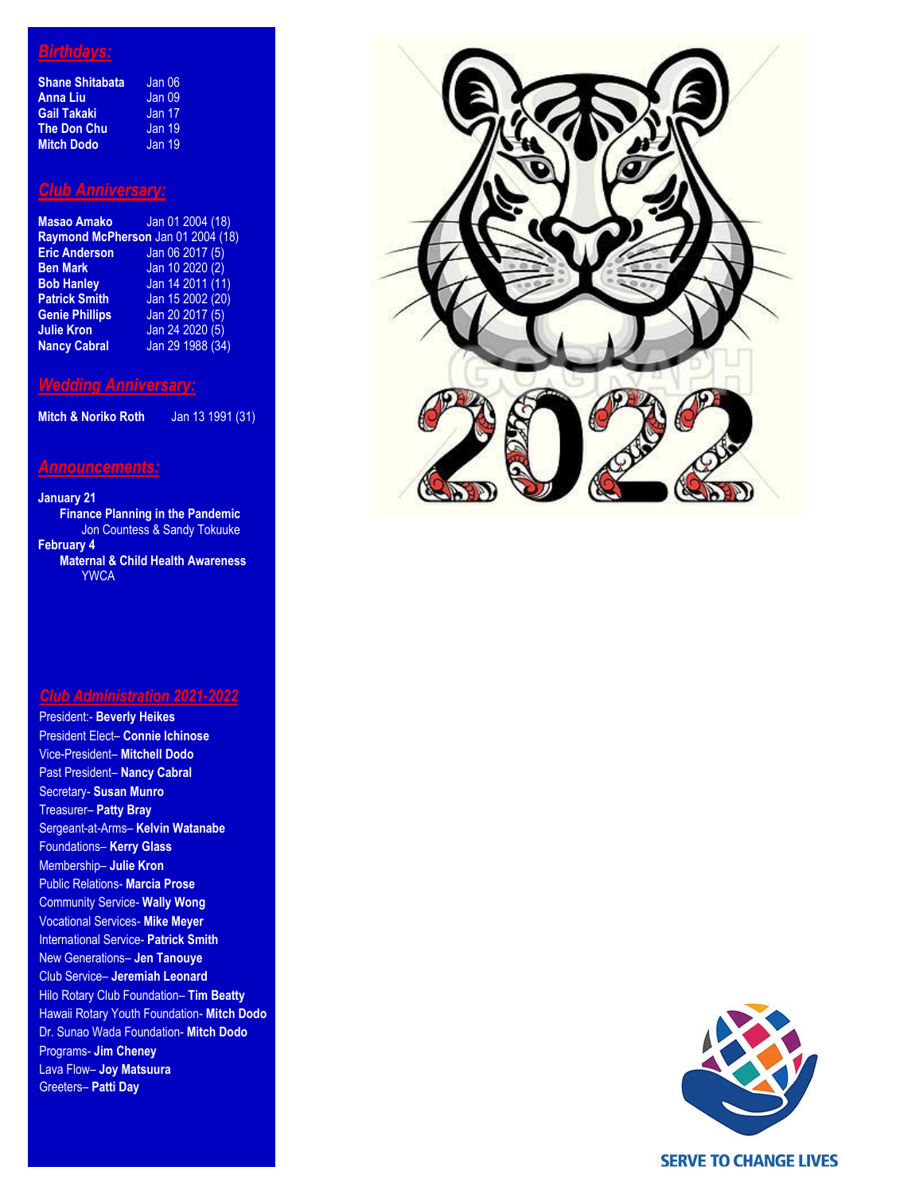## Birthdays:

| | |
|---|---|
| **Shane Shitabata** | Jan 06 |
| **Anna Liu** | Jan 09 |
| **Gail Takaki** | Jan 17 |
| **The Don Chu** | Jan 19 |
| **Mitch Dodo** | Jan 19 |

## Club Anniversary:

| | |
|---|---|
| **Masao Amako** | Jan 01 2004 (18) |
| **Raymond McPherson** | Jan 01 2004 (18) |
| **Eric Anderson** | Jan 06 2017 (5) |
| **Ben Mark** | Jan 10 2020 (2) |
| **Bob Hanley** | Jan 14 2011 (11) |
| **Patrick Smith** | Jan 15 2002 (20) |
| **Genie Phillips** | Jan 20 2017 (5) |
| **Julie Kron** | Jan 24 2020 (5) |
| **Nancy Cabral** | Jan 29 1988 (34) |

## Wedding Anniversary:

| | |
|---|---|
| **Mitch & Noriko Roth** | Jan 13 1991 (31) |

## Announcements:

**January 21**
**Finance Planning in the Pandemic**
Jon Countess & Sandy Tokuuke

**February 4**
**Maternal & Child Health Awareness**
YWCA

## Club Administration 2021-2022

President:- **Beverly Heikes**
President Elect– **Connie Ichinose**
Vice-President– **Mitchell Dodo**
Past President– **Nancy Cabral**
Secretary- **Susan Munro**
Treasurer– **Patty Bray**
Sergeant-at-Arms– **Kelvin Watanabe**
Foundations– **Kerry Glass**
Membership– **Julie Kron**
Public Relations- **Marcia Prose**
Community Service- **Wally Wong**
Vocational Services- **Mike Meyer**
International Service- **Patrick Smith**
New Generations– **Jen Tanouye**
Club Service– **Jeremiah Leonard**
Hilo Rotary Club Foundation– **Tim Beatty**
Hawaii Rotary Youth Foundation- **Mitch Dodo**
Dr. Sunao Wada Foundation- **Mitch Dodo**
Programs- **Jim Cheney**
Lava Flow– **Joy Matsuura**
Greeters– **Patti Day**

2022

SERVE TO CHANGE LIVES